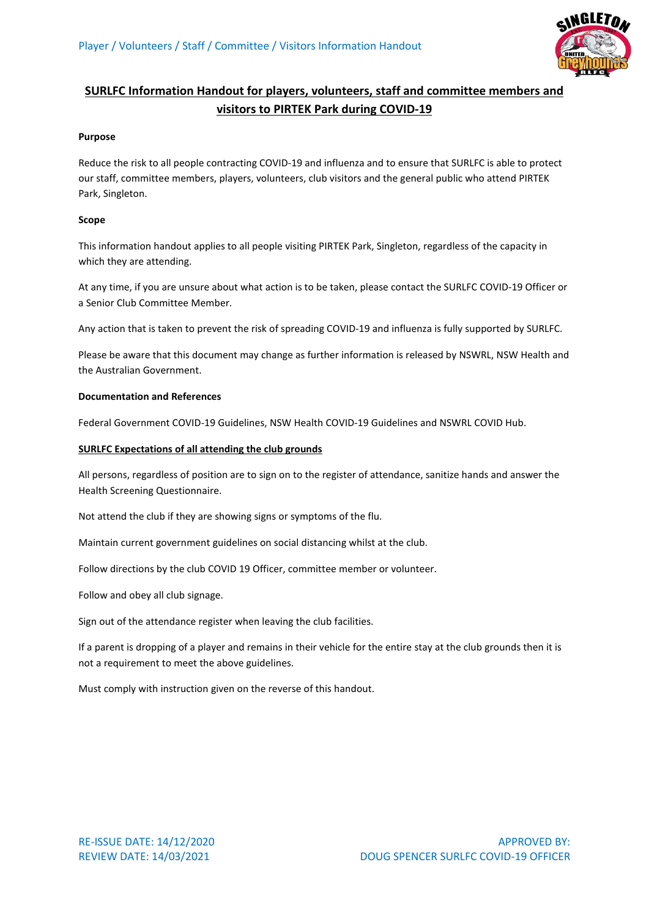## SURLFC Information Handout for players, volunteers, staff and committee members and visitors to PIRTEK Park during COVID-19

**Purpose**

Reduce the risk to all people contracting COVID-19 and influenza and to ensure that SURLFC is able to protect our staff, committee members, players, volunteers, club visitors and the general public who attend PIRTEK Park, Singleton.

**Scope**

This information handout applies to all people visiting PIRTEK Park, Singleton, regardless of the capacity in which they are attending.

At any time, if you are unsure about what action is to be taken, please contact the SURLFC COVID-19 Officer or a Senior Club Committee Member.

Any action that is taken to prevent the risk of spreading COVID-19 and influenza is fully supported by SURLFC.

Please be aware that this document may change as further information is released by NSWRL, NSW Health and the Australian Government.

**Documentation and References**

Federal Government COVID-19 Guidelines, NSW Health COVID-19 Guidelines and NSWRL COVID Hub.

**SURLFC Expectations of all attending the club grounds**

All persons, regardless of position are to sign on to the register of attendance, sanitize hands and answer the Health Screening Questionnaire.

Not attend the club if they are showing signs or symptoms of the flu.

Maintain current government guidelines on social distancing whilst at the club.

Follow directions by the club COVID 19 Officer, committee member or volunteer.

Follow and obey all club signage.

Sign out of the attendance register when leaving the club facilities.

If a parent is dropping of a player and remains in their vehicle for the entire stay at the club grounds then it is not a requirement to meet the above guidelines.

Must comply with instruction given on the reverse of this handout.

RE-ISSUE DATE: 14/12/2020
REVIEW DATE: 14/03/2021

APPROVED BY:
DOUG SPENCER SURLFC COVID-19 OFFICER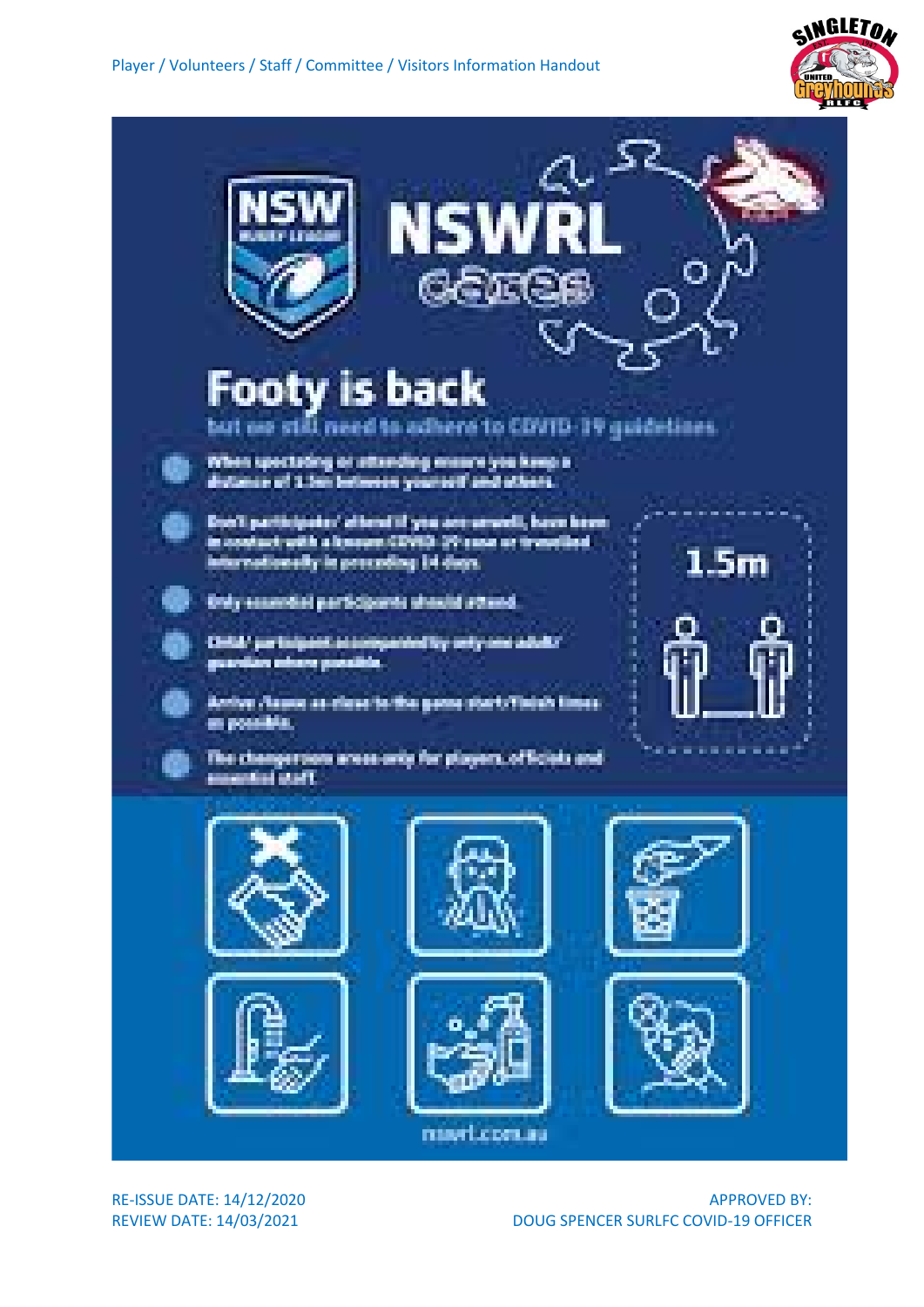# NSWRL CARES

## Footy is back

but we still need to adhere to COVID-19 guidelines.

- When spectating or attending ensure you keep a distance of 1.5m between yourself and others.
- Don't participate/ attend if you are unwell, have been in contact with a known COVID-19 case or travelled internationally in preceding 14 days.
- Only essential participants should attend.
- Child/ participant accompanied by only one adult/ guardian where possible.
- Arrive /leave as close to the game start/finish times as possible.
- The changeroom areas only for players, officials and essential staff.

1.5m

nswrl.com.au